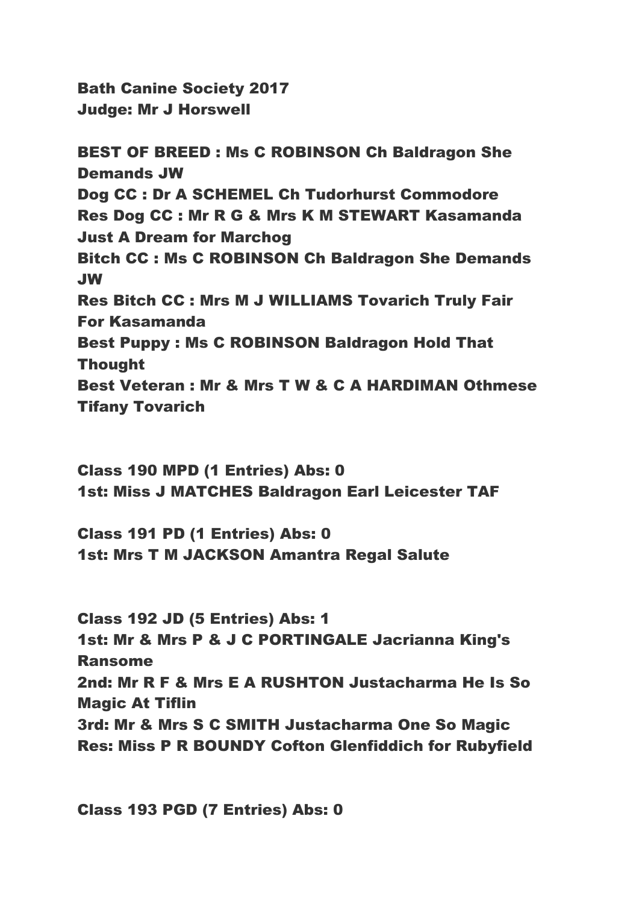**Bath Canine Society 2017**
**Judge: Mr J Horswell**

**BEST OF BREED : Ms C ROBINSON Ch Baldragon She Demands JW**
**Dog CC : Dr A SCHEMEL Ch Tudorhurst Commodore**
**Res Dog CC : Mr R G & Mrs K M STEWART Kasamanda Just A Dream for Marchog**
**Bitch CC : Ms C ROBINSON Ch Baldragon She Demands JW**
**Res Bitch CC : Mrs M J WILLIAMS Tovarich Truly Fair For Kasamanda**
**Best Puppy : Ms C ROBINSON Baldragon Hold That Thought**
**Best Veteran : Mr & Mrs T W & C A HARDIMAN Othmese Tifany Tovarich**

**Class 190 MPD (1 Entries) Abs: 0**
**1st: Miss J MATCHES Baldragon Earl Leicester TAF**

**Class 191 PD (1 Entries) Abs: 0**
**1st: Mrs T M JACKSON Amantra Regal Salute**

**Class 192 JD (5 Entries) Abs: 1**
**1st: Mr & Mrs P & J C PORTINGALE Jacrianna King's Ransome**
**2nd: Mr R F & Mrs E A RUSHTON Justacharma He Is So Magic At Tiflin**
**3rd: Mr & Mrs S C SMITH Justacharma One So Magic**
**Res: Miss P R BOUNDY Cofton Glenfiddich for Rubyfield**

**Class 193 PGD (7 Entries) Abs: 0**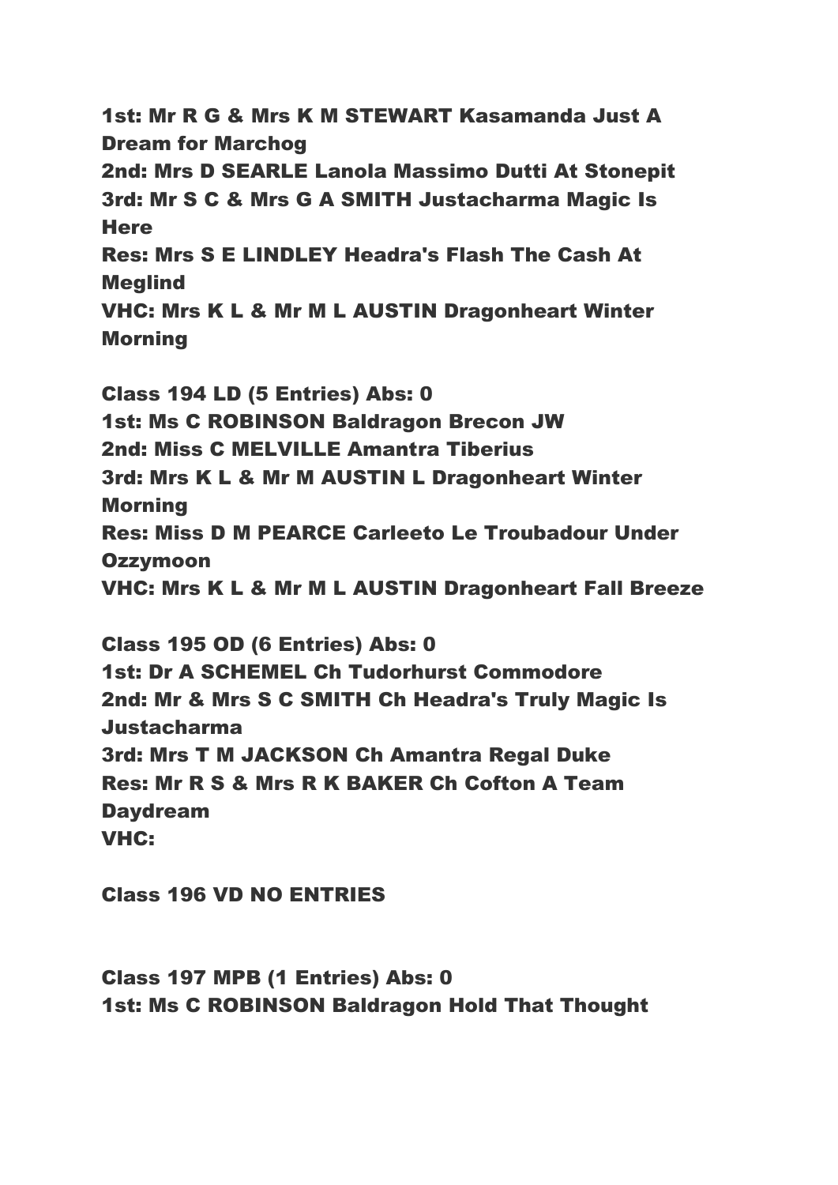**1st: Mr R G & Mrs K M STEWART Kasamanda Just A Dream for Marchog**
**2nd: Mrs D SEARLE Lanola Massimo Dutti At Stonepit**
**3rd: Mr S C & Mrs G A SMITH Justacharma Magic Is Here**
**Res: Mrs S E LINDLEY Headra's Flash The Cash At Meglind**
**VHC: Mrs K L & Mr M L AUSTIN Dragonheart Winter Morning**

**Class 194 LD (5 Entries) Abs: 0**
**1st: Ms C ROBINSON Baldragon Brecon JW**
**2nd: Miss C MELVILLE Amantra Tiberius**
**3rd: Mrs K L & Mr M AUSTIN L Dragonheart Winter Morning**
**Res: Miss D M PEARCE Carleeto Le Troubadour Under Ozzymoon**
**VHC: Mrs K L & Mr M L AUSTIN Dragonheart Fall Breeze**

**Class 195 OD (6 Entries) Abs: 0**
**1st: Dr A SCHEMEL Ch Tudorhurst Commodore**
**2nd: Mr & Mrs S C SMITH Ch Headra's Truly Magic Is Justacharma**
**3rd: Mrs T M JACKSON Ch Amantra Regal Duke**
**Res: Mr R S & Mrs R K BAKER Ch Cofton A Team Daydream**
**VHC:**

**Class 196 VD NO ENTRIES**

**Class 197 MPB (1 Entries) Abs: 0**
**1st: Ms C ROBINSON Baldragon Hold That Thought**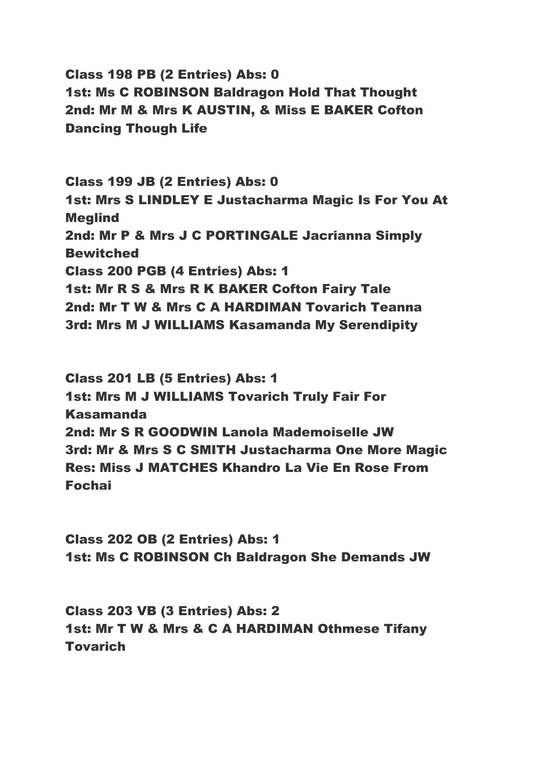**Class 198 PB (2 Entries) Abs: 0**
**1st: Ms C ROBINSON Baldragon Hold That Thought**
**2nd: Mr M & Mrs K AUSTIN, & Miss E BAKER Cofton Dancing Though Life**

**Class 199 JB (2 Entries) Abs: 0**
**1st: Mrs S LINDLEY E Justacharma Magic Is For You At Meglind**
**2nd: Mr P & Mrs J C PORTINGALE Jacrianna Simply Bewitched**
**Class 200 PGB (4 Entries) Abs: 1**
**1st: Mr R S & Mrs R K BAKER Cofton Fairy Tale**
**2nd: Mr T W & Mrs C A HARDIMAN Tovarich Teanna**
**3rd: Mrs M J WILLIAMS Kasamanda My Serendipity**

**Class 201 LB (5 Entries) Abs: 1**
**1st: Mrs M J WILLIAMS Tovarich Truly Fair For Kasamanda**
**2nd: Mr S R GOODWIN Lanola Mademoiselle JW**
**3rd: Mr & Mrs S C SMITH Justacharma One More Magic**
**Res: Miss J MATCHES Khandro La Vie En Rose From Fochai**

**Class 202 OB (2 Entries) Abs: 1**
**1st: Ms C ROBINSON Ch Baldragon She Demands JW**

**Class 203 VB (3 Entries) Abs: 2**
**1st: Mr T W & Mrs & C A HARDIMAN Othmese Tifany Tovarich**